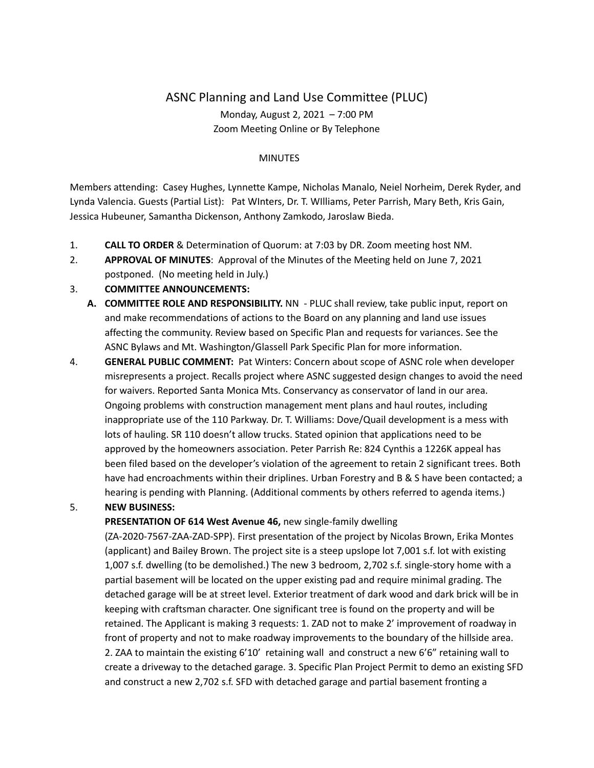# ASNC Planning and Land Use Committee (PLUC)

Monday, August 2, 2021 – 7:00 PM
Zoom Meeting Online or By Telephone

MINUTES

Members attending: Casey Hughes, Lynnette Kampe, Nicholas Manalo, Neiel Norheim, Derek Ryder, and Lynda Valencia. Guests (Partial List): Pat WInters, Dr. T. WIlliams, Peter Parrish, Mary Beth, Kris Gain, Jessica Hubeuner, Samantha Dickenson, Anthony Zamkodo, Jaroslaw Bieda.

1. **CALL TO ORDER** & Determination of Quorum: at 7:03 by DR. Zoom meeting host NM.
2. **APPROVAL OF MINUTES**: Approval of the Minutes of the Meeting held on June 7, 2021 postponed. (No meeting held in July.)
3. **COMMITTEE ANNOUNCEMENTS:**
   - **A. COMMITTEE ROLE AND RESPONSIBILITY.** NN - PLUC shall review, take public input, report on and make recommendations of actions to the Board on any planning and land use issues affecting the community. Review based on Specific Plan and requests for variances. See the ASNC Bylaws and Mt. Washington/Glassell Park Specific Plan for more information.
4. **GENERAL PUBLIC COMMENT:** Pat Winters: Concern about scope of ASNC role when developer misrepresents a project. Recalls project where ASNC suggested design changes to avoid the need for waivers. Reported Santa Monica Mts. Conservancy as conservator of land in our area. Ongoing problems with construction management ment plans and haul routes, including inappropriate use of the 110 Parkway. Dr. T. Williams: Dove/Quail development is a mess with lots of hauling. SR 110 doesn't allow trucks. Stated opinion that applications need to be approved by the homeowners association. Peter Parrish Re: 824 Cynthis a 1226K appeal has been filed based on the developer's violation of the agreement to retain 2 significant trees. Both have had encroachments within their driplines. Urban Forestry and B & S have been contacted; a hearing is pending with Planning. (Additional comments by others referred to agenda items.)
5. **NEW BUSINESS:**

   **PRESENTATION OF 614 West Avenue 46,** new single-family dwelling (ZA-2020-7567-ZAA-ZAD-SPP). First presentation of the project by Nicolas Brown, Erika Montes (applicant) and Bailey Brown. The project site is a steep upslope lot 7,001 s.f. lot with existing 1,007 s.f. dwelling (to be demolished.) The new 3 bedroom, 2,702 s.f. single-story home with a partial basement will be located on the upper existing pad and require minimal grading. The detached garage will be at street level. Exterior treatment of dark wood and dark brick will be in keeping with craftsman character. One significant tree is found on the property and will be retained. The Applicant is making 3 requests: 1. ZAD not to make 2' improvement of roadway in front of property and not to make roadway improvements to the boundary of the hillside area. 2. ZAA to maintain the existing 6'10' retaining wall and construct a new 6'6" retaining wall to create a driveway to the detached garage. 3. Specific Plan Project Permit to demo an existing SFD and construct a new 2,702 s.f. SFD with detached garage and partial basement fronting a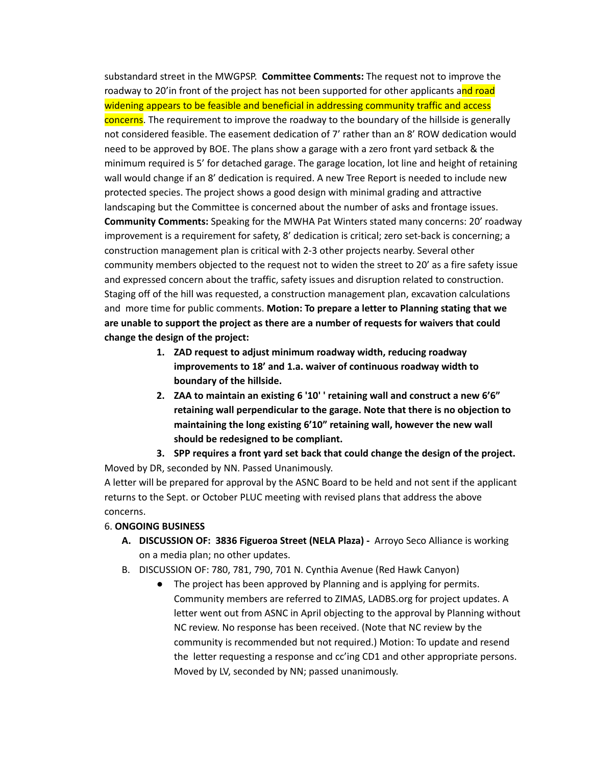substandard street in the MWGPSP. **Committee Comments:** The request not to improve the roadway to 20'in front of the project has not been supported for other applicants and road widening appears to be feasible and beneficial in addressing community traffic and access concerns. The requirement to improve the roadway to the boundary of the hillside is generally not considered feasible. The easement dedication of 7' rather than an 8' ROW dedication would need to be approved by BOE. The plans show a garage with a zero front yard setback & the minimum required is 5' for detached garage. The garage location, lot line and height of retaining wall would change if an 8' dedication is required. A new Tree Report is needed to include new protected species. The project shows a good design with minimal grading and attractive landscaping but the Committee is concerned about the number of asks and frontage issues. **Community Comments:** Speaking for the MWHA Pat Winters stated many concerns: 20' roadway improvement is a requirement for safety, 8' dedication is critical; zero set-back is concerning; a construction management plan is critical with 2-3 other projects nearby. Several other community members objected to the request not to widen the street to 20' as a fire safety issue and expressed concern about the traffic, safety issues and disruption related to construction. Staging off of the hill was requested, a construction management plan, excavation calculations and more time for public comments. **Motion: To prepare a letter to Planning stating that we are unable to support the project as there are a number of requests for waivers that could change the design of the project:**

1. **ZAD request to adjust minimum roadway width, reducing roadway improvements to 18' and 1.a. waiver of continuous roadway width to boundary of the hillside.**
2. **ZAA to maintain an existing 6 '10' ' retaining wall and construct a new 6'6" retaining wall perpendicular to the garage. Note that there is no objection to maintaining the long existing 6'10" retaining wall, however the new wall should be redesigned to be compliant.**
3. **SPP requires a front yard set back that could change the design of the project.**

Moved by DR, seconded by NN. Passed Unanimously.

A letter will be prepared for approval by the ASNC Board to be held and not sent if the applicant returns to the Sept. or October PLUC meeting with revised plans that address the above concerns.

6. **ONGOING BUSINESS**

   A. **DISCUSSION OF: 3836 Figueroa Street (NELA Plaza) -** Arroyo Seco Alliance is working on a media plan; no other updates.

   B. DISCUSSION OF: 780, 781, 790, 701 N. Cynthia Avenue (Red Hawk Canyon)

      - The project has been approved by Planning and is applying for permits. Community members are referred to ZIMAS, LADBS.org for project updates. A letter went out from ASNC in April objecting to the approval by Planning without NC review. No response has been received. (Note that NC review by the community is recommended but not required.) Motion: To update and resend the letter requesting a response and cc'ing CD1 and other appropriate persons. Moved by LV, seconded by NN; passed unanimously.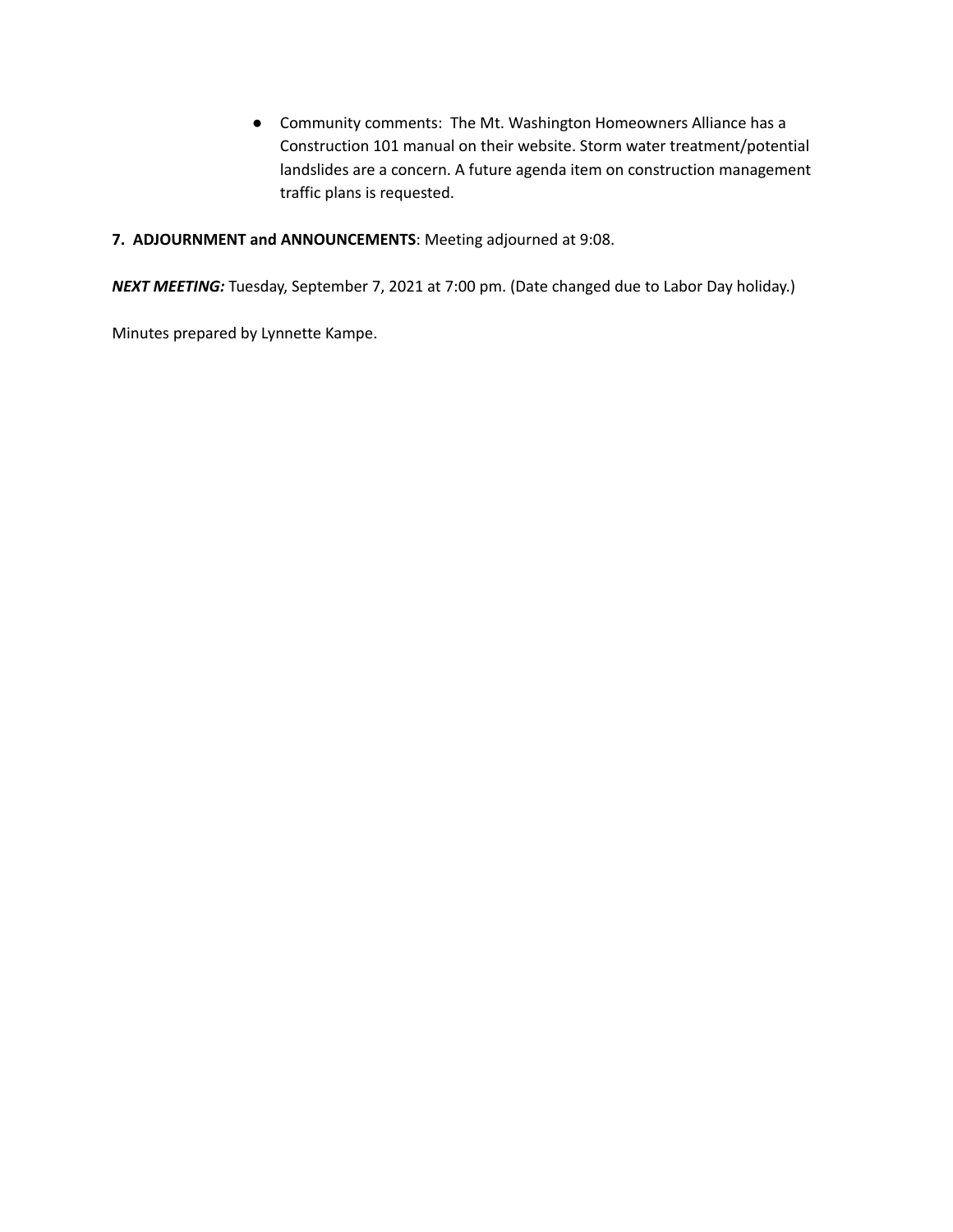- Community comments: The Mt. Washington Homeowners Alliance has a Construction 101 manual on their website. Storm water treatment/potential landslides are a concern. A future agenda item on construction management traffic plans is requested.

**7. ADJOURNMENT and ANNOUNCEMENTS**: Meeting adjourned at 9:08.

***NEXT MEETING:*** Tuesday, September 7, 2021 at 7:00 pm. (Date changed due to Labor Day holiday.)

Minutes prepared by Lynnette Kampe.